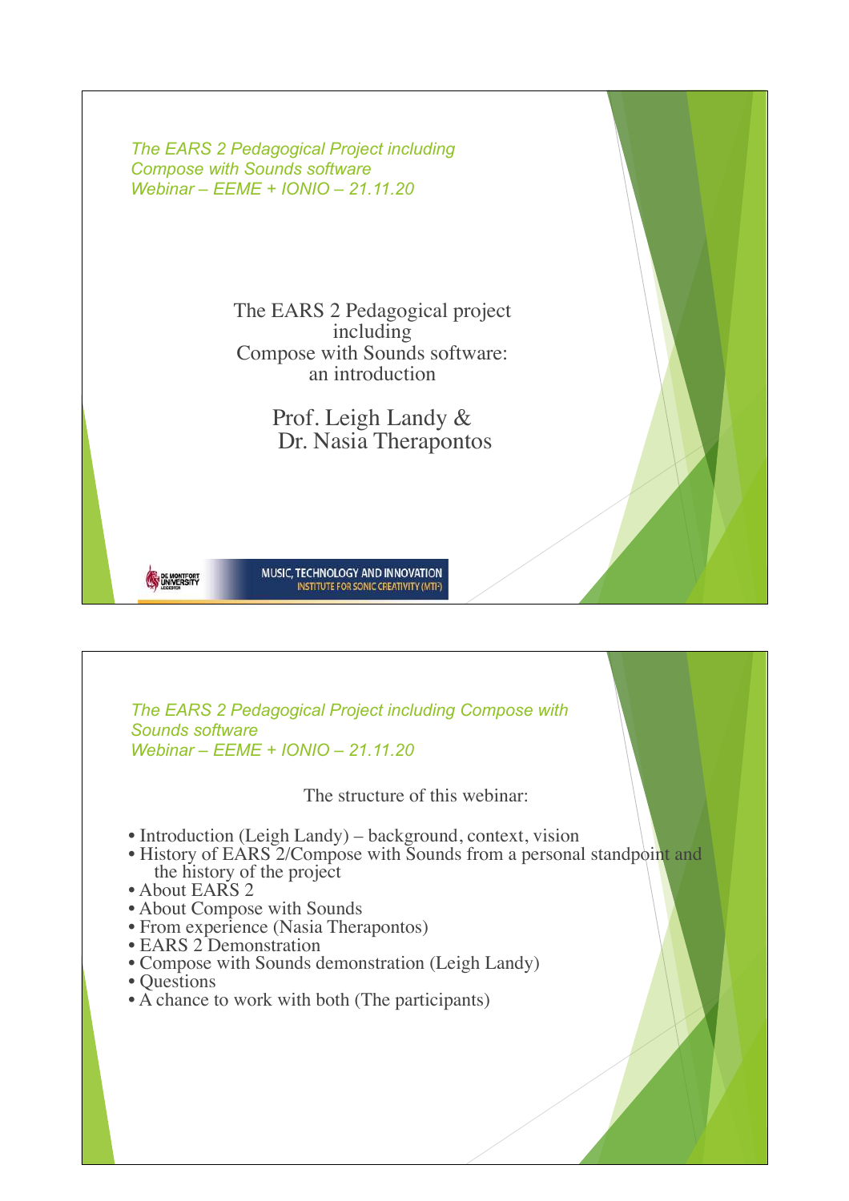*The EARS 2 Pedagogical Project including Compose with Sounds software*
*Webinar – EEME + IONIO – 21.11.20*

# The EARS 2 Pedagogical project including Compose with Sounds software: an introduction

Prof. Leigh Landy & Dr. Nasia Therapontos

DE MONTFORT UNIVERSITY LEICESTER

MUSIC, TECHNOLOGY AND INNOVATION
INSTITUTE FOR SONIC CREATIVITY (MTI²)

---

*The EARS 2 Pedagogical Project including Compose with Sounds software*
*Webinar – EEME + IONIO – 21.11.20*

## The structure of this webinar:

- Introduction (Leigh Landy) – background, context, vision
- History of EARS 2/Compose with Sounds from a personal standpoint and the history of the project
- About EARS 2
- About Compose with Sounds
- From experience (Nasia Therapontos)
- EARS 2 Demonstration
- Compose with Sounds demonstration (Leigh Landy)
- Questions
- A chance to work with both (The participants)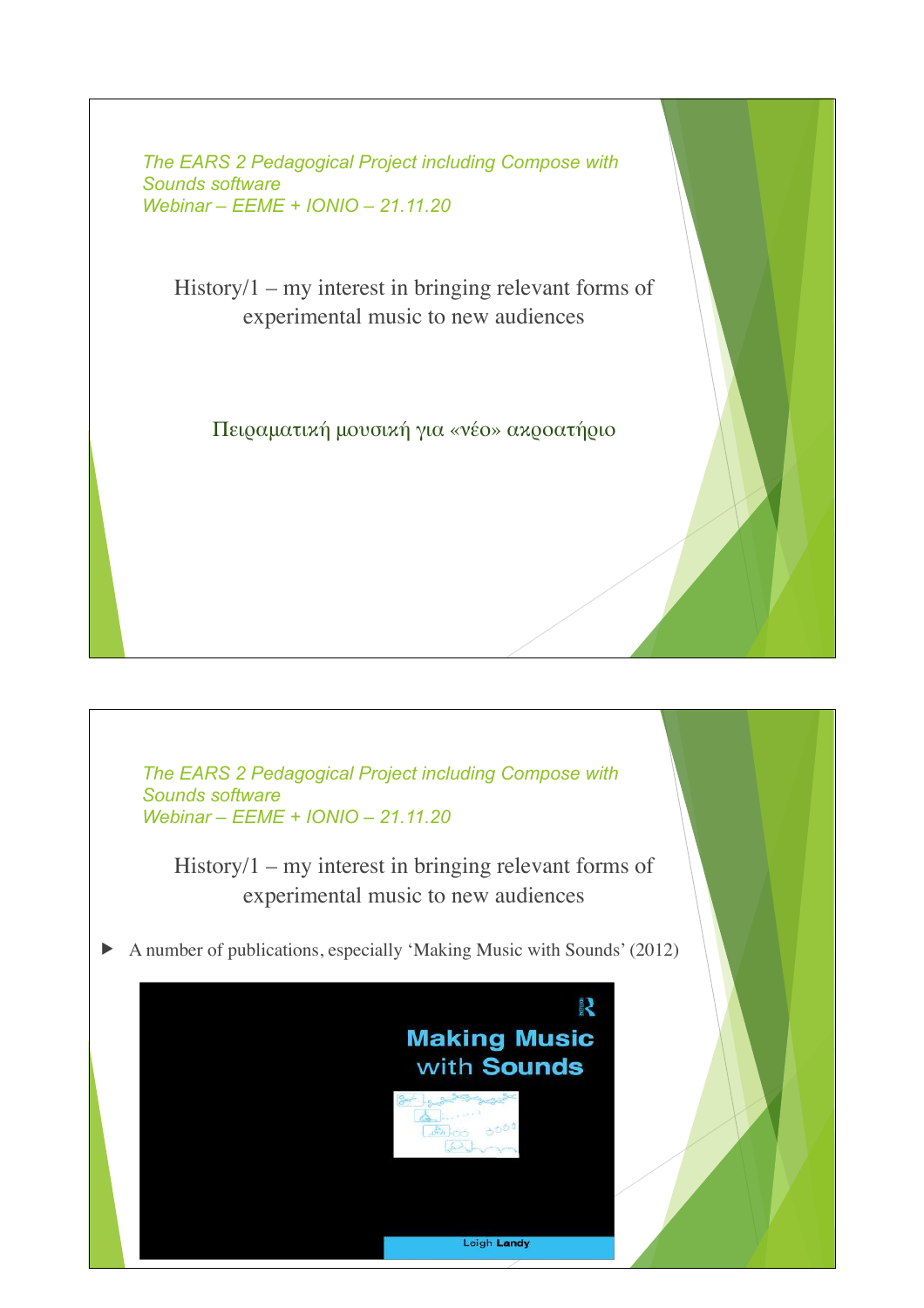*The EARS 2 Pedagogical Project including Compose with Sounds software*
*Webinar – EEME + IONIO – 21.11.20*

History/1 – my interest in bringing relevant forms of experimental music to new audiences

Πειραματική μουσική για «νέο» ακροατήριο

---

*The EARS 2 Pedagogical Project including Compose with Sounds software*
*Webinar – EEME + IONIO – 21.11.20*

History/1 – my interest in bringing relevant forms of experimental music to new audiences

- A number of publications, especially 'Making Music with Sounds' (2012)

Making Music with Sounds

Leigh Landy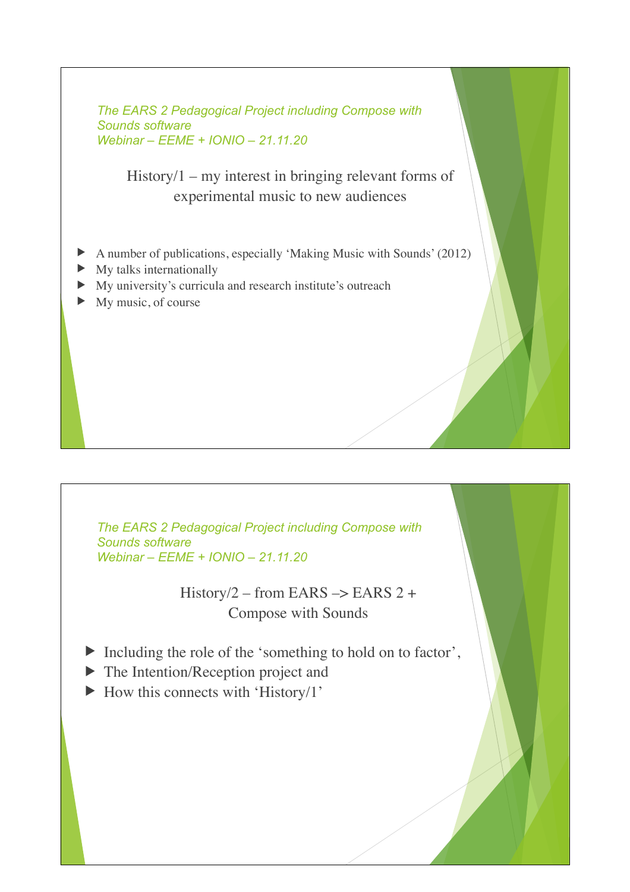*The EARS 2 Pedagogical Project including Compose with Sounds software*
*Webinar – EEME + IONIO – 21.11.20*

## History/1 – my interest in bringing relevant forms of experimental music to new audiences

- A number of publications, especially 'Making Music with Sounds' (2012)
- My talks internationally
- My university's curricula and research institute's outreach
- My music, of course

*The EARS 2 Pedagogical Project including Compose with Sounds software*
*Webinar – EEME + IONIO – 21.11.20*

## History/2 – from EARS –> EARS 2 + Compose with Sounds

- Including the role of the 'something to hold on to factor',
- The Intention/Reception project and
- How this connects with 'History/1'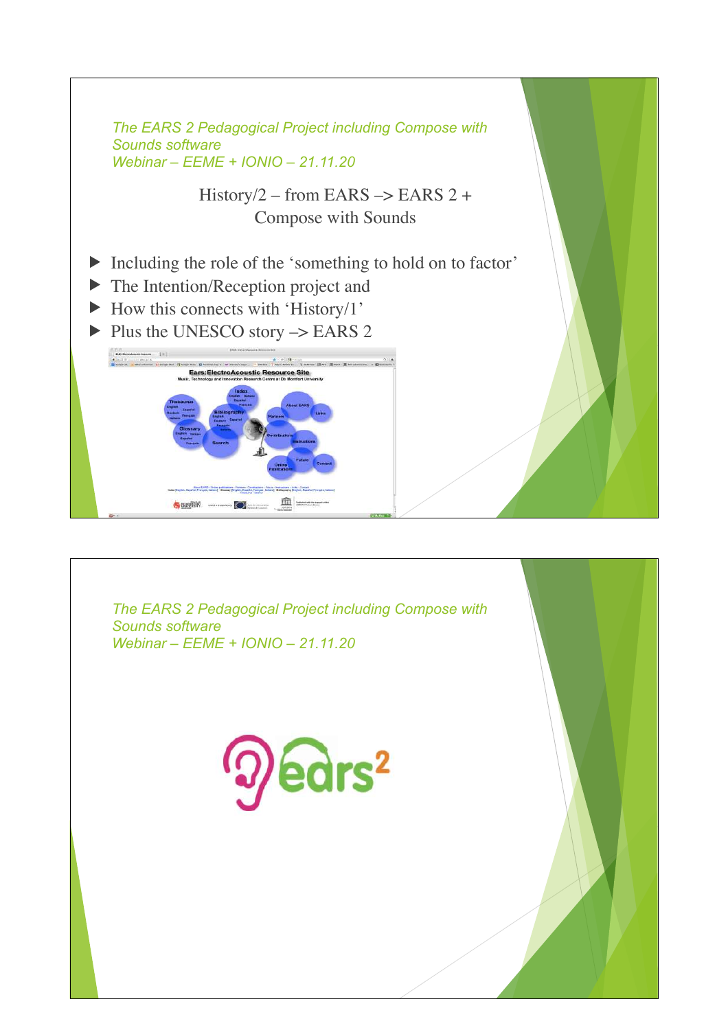*The EARS 2 Pedagogical Project including Compose with Sounds software*
*Webinar – EEME + IONIO – 21.11.20*

## History/2 – from EARS –> EARS 2 + Compose with Sounds

- Including the role of the 'something to hold on to factor'
- The Intention/Reception project and
- How this connects with 'History/1'
- Plus the UNESCO story –> EARS 2

*The EARS 2 Pedagogical Project including Compose with Sounds software*
*Webinar – EEME + IONIO – 21.11.20*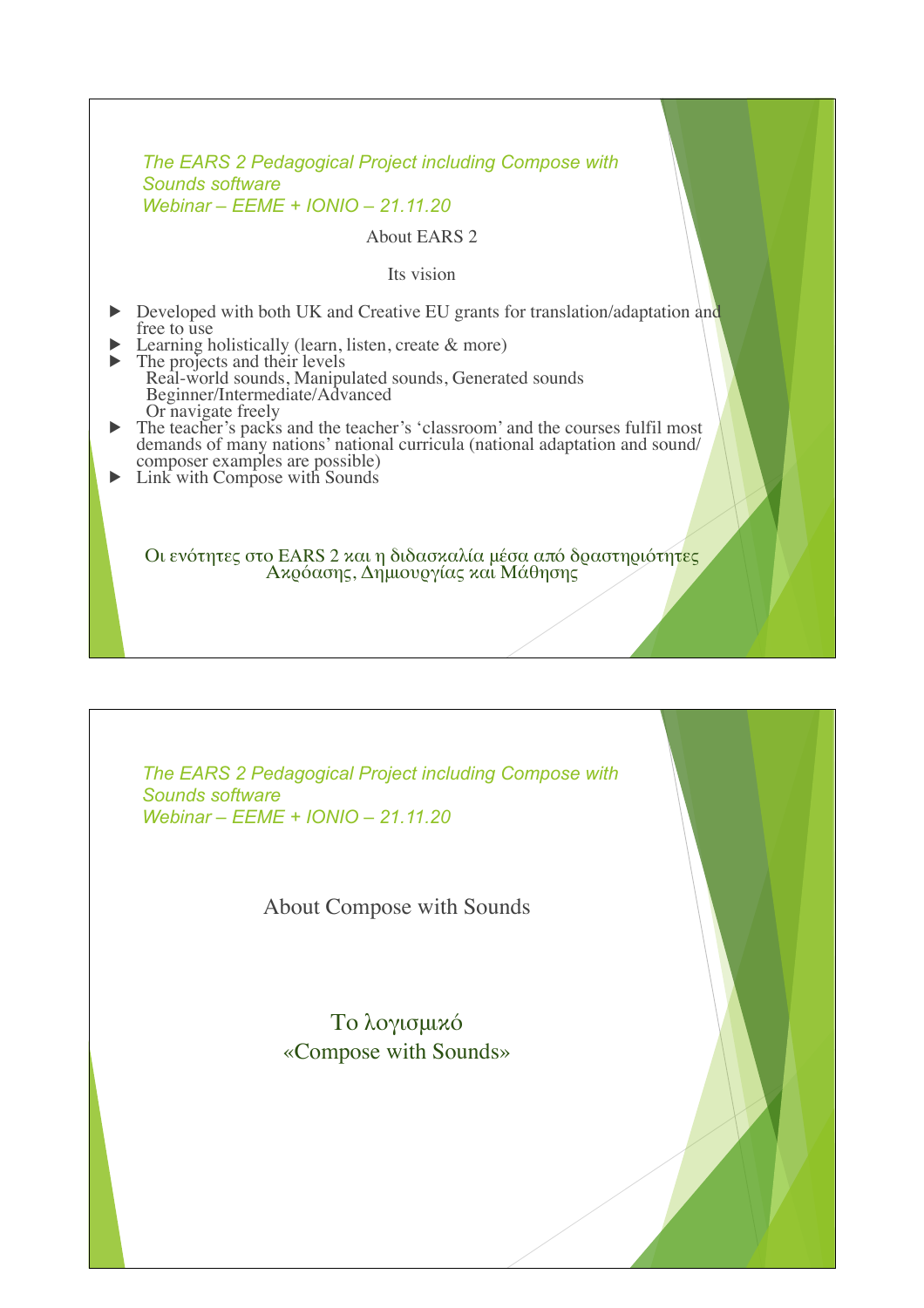*The EARS 2 Pedagogical Project including Compose with Sounds software*
*Webinar – EEME + IONIO – 21.11.20*

About EARS 2

Its vision

- Developed with both UK and Creative EU grants for translation/adaptation and free to use
- Learning holistically (learn, listen, create & more)
- The projects and their levels
  Real-world sounds, Manipulated sounds, Generated sounds
  Beginner/Intermediate/Advanced
  Or navigate freely
- The teacher's packs and the teacher's 'classroom' and the courses fulfil most demands of many nations' national curricula (national adaptation and sound/composer examples are possible)
- Link with Compose with Sounds

Οι ενότητες στο EARS 2 και η διδασκαλία μέσα από δραστηριότητες Ακρόασης, Δημιουργίας και Μάθησης

---

*The EARS 2 Pedagogical Project including Compose with Sounds software*
*Webinar – EEME + IONIO – 21.11.20*

About Compose with Sounds

Το λογισμικό
«Compose with Sounds»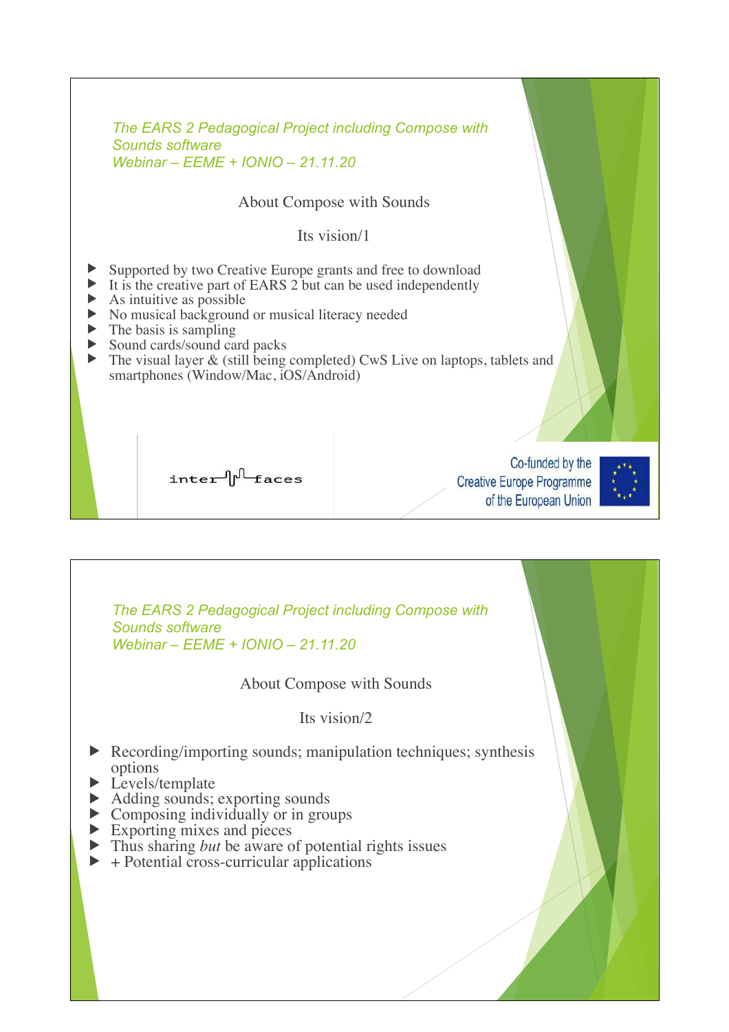*The EARS 2 Pedagogical Project including Compose with Sounds software*
*Webinar – EEME + IONIO – 21.11.20*

## About Compose with Sounds

### Its vision/1

- Supported by two Creative Europe grants and free to download
- It is the creative part of EARS 2 but can be used independently
- As intuitive as possible
- No musical background or musical literacy needed
- The basis is sampling
- Sound cards/sound card packs
- The visual layer & (still being completed) CwS Live on laptops, tablets and smartphones (Window/Mac, iOS/Android)

inter faces

Co-funded by the Creative Europe Programme of the European Union

*The EARS 2 Pedagogical Project including Compose with Sounds software*
*Webinar – EEME + IONIO – 21.11.20*

## About Compose with Sounds

### Its vision/2

- Recording/importing sounds; manipulation techniques; synthesis options
- Levels/template
- Adding sounds; exporting sounds
- Composing individually or in groups
- Exporting mixes and pieces
- Thus sharing *but* be aware of potential rights issues
- + Potential cross-curricular applications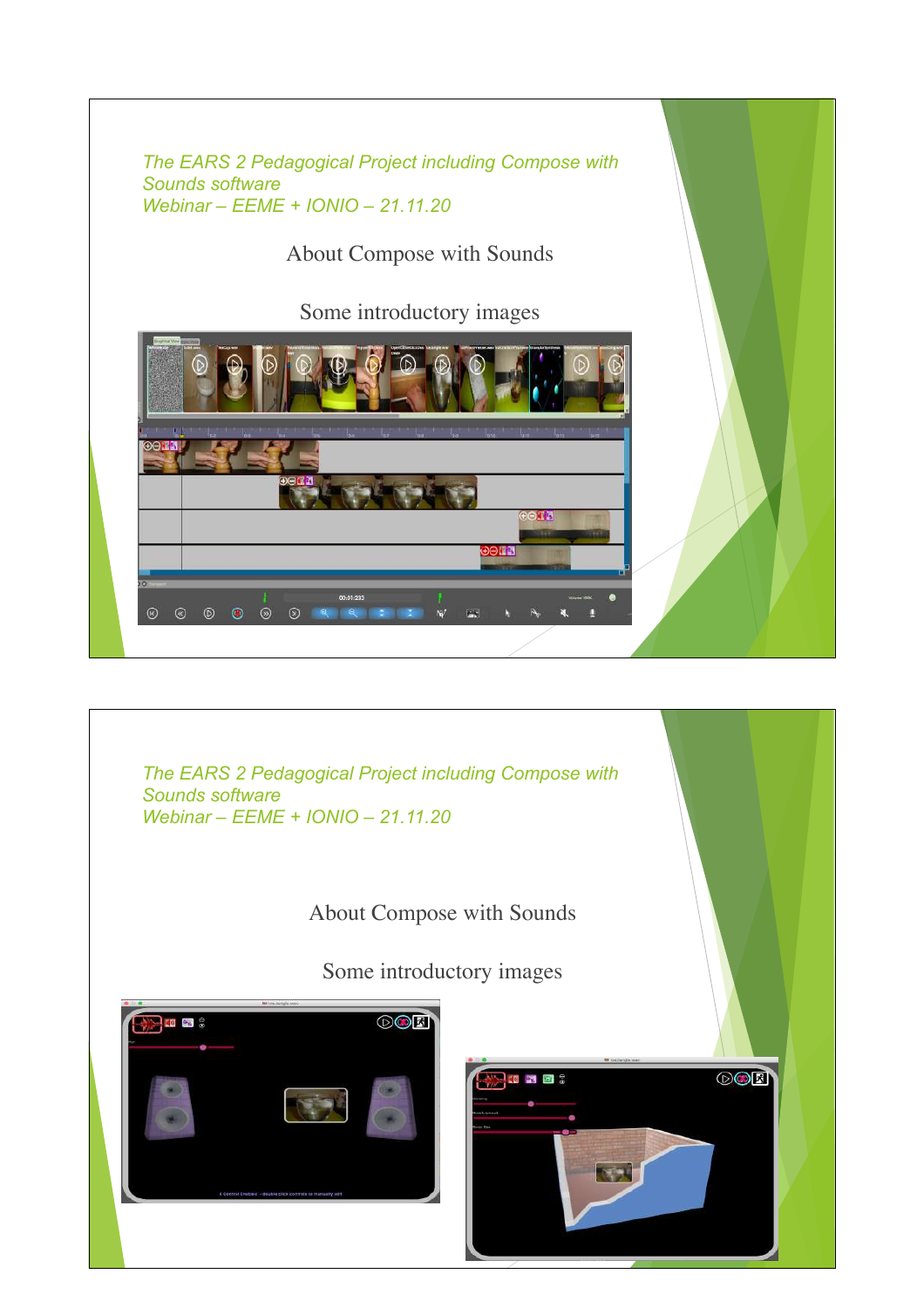*The EARS 2 Pedagogical Project including Compose with Sounds software*
*Webinar – EEME + IONIO – 21.11.20*

About Compose with Sounds

Some introductory images

*The EARS 2 Pedagogical Project including Compose with Sounds software*
*Webinar – EEME + IONIO – 21.11.20*

About Compose with Sounds

Some introductory images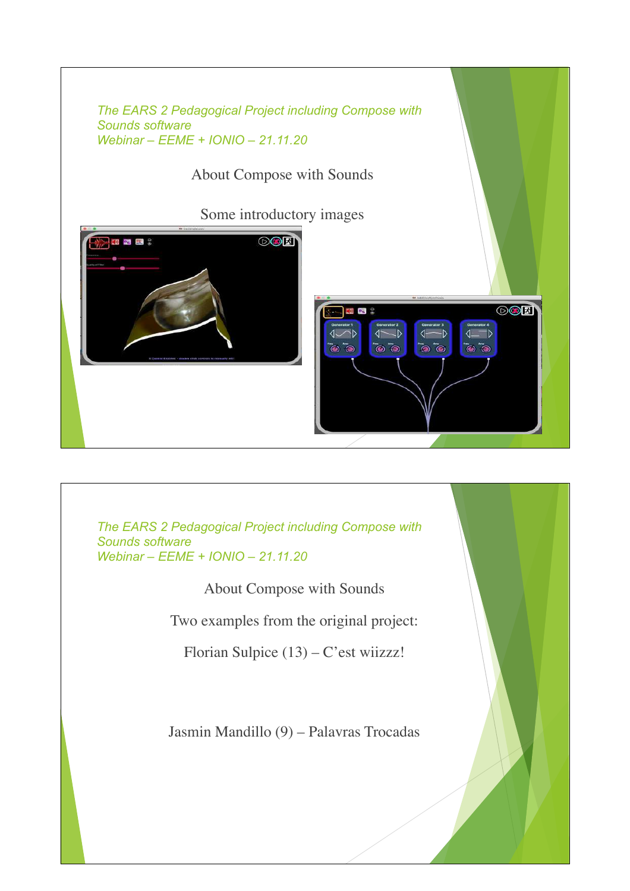*The EARS 2 Pedagogical Project including Compose with Sounds software*
*Webinar – EEME + IONIO – 21.11.20*

About Compose with Sounds

Some introductory images

*The EARS 2 Pedagogical Project including Compose with Sounds software*
*Webinar – EEME + IONIO – 21.11.20*

About Compose with Sounds

Two examples from the original project:

Florian Sulpice (13) – C'est wiizzz!

Jasmin Mandillo (9) – Palavras Trocadas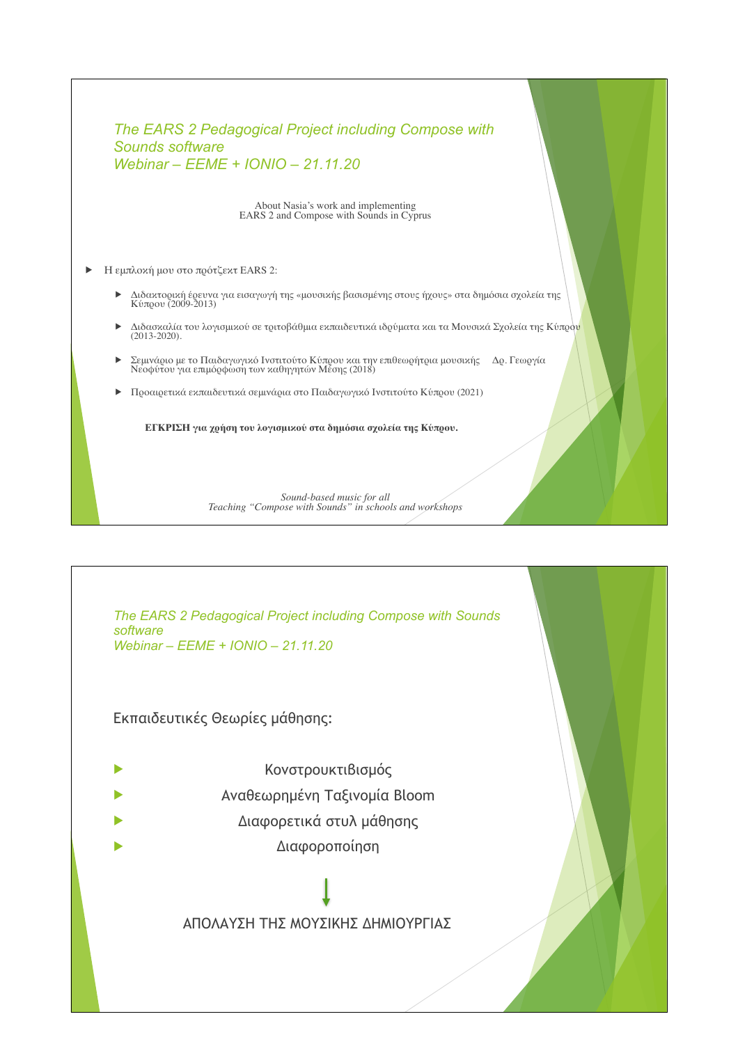*The EARS 2 Pedagogical Project including Compose with Sounds software*
*Webinar – EEME + IONIO – 21.11.20*

About Nasia's work and implementing
EARS 2 and Compose with Sounds in Cyprus

- Η εμπλοκή μου στο πρότζεκτ EARS 2:
  - Διδακτορική έρευνα για εισαγωγή της «μουσικής βασισμένης στους ήχους» στα δημόσια σχολεία της Κύπρου (2009-2013)
  - Διδασκαλία του λογισμικού σε τριτοβάθμια εκπαιδευτικά ιδρύματα και τα Μουσικά Σχολεία της Κύπρου (2013-2020).
  - Σεμινάριο με το Παιδαγωγικό Ινστιτούτο Κύπρου και την επιθεωρήτρια μουσικής Δρ. Γεωργία Νεοφύτου για επιμόρφωση των καθηγητών Μέσης (2018)
  - Προαιρετικά εκπαιδευτικά σεμινάρια στο Παιδαγωγικό Ινστιτούτο Κύπρου (2021)

**ΕΓΚΡΙΣΗ για χρήση του λογισμικού στα δημόσια σχολεία της Κύπρου.**

*Sound-based music for all*
*Teaching "Compose with Sounds" in schools and workshops*

---

*The EARS 2 Pedagogical Project including Compose with Sounds software*
*Webinar – EEME + IONIO – 21.11.20*

Εκπαιδευτικές Θεωρίες μάθησης:

- Κονστρουκτιβισμός
- Αναθεωρημένη Ταξινομία Bloom
- Διαφορετικά στυλ μάθησης
- Διαφοροποίηση

↓

ΑΠΟΛΑΥΣΗ ΤΗΣ ΜΟΥΣΙΚΗΣ ΔΗΜΙΟΥΡΓΙΑΣ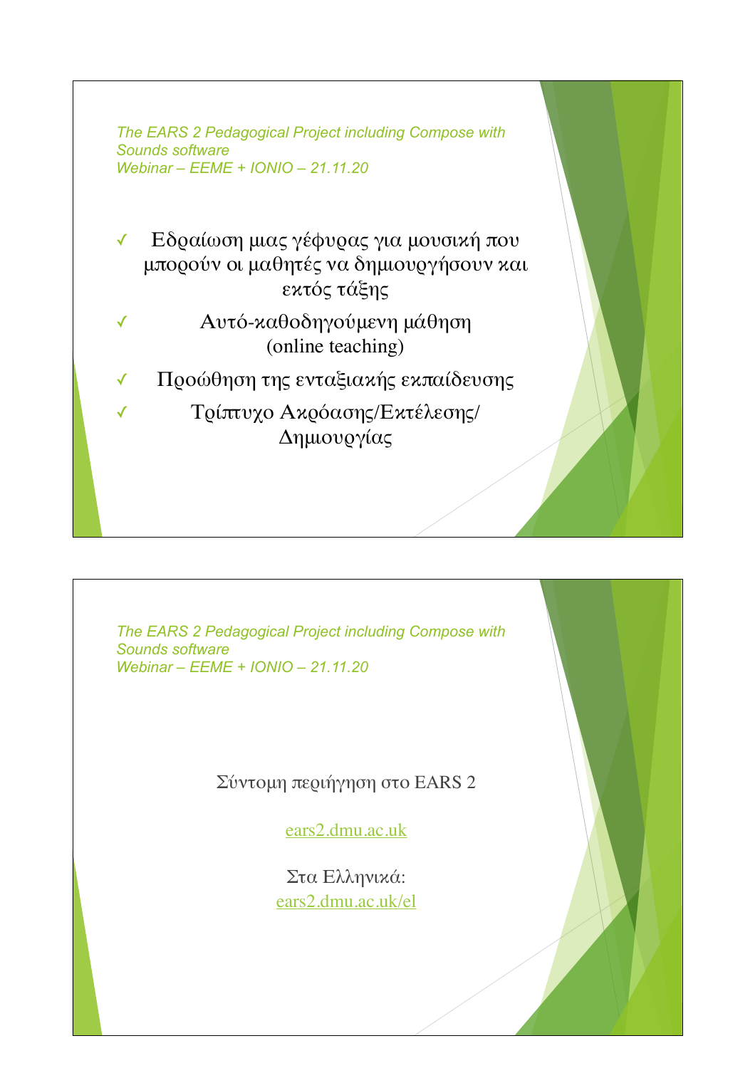*The EARS 2 Pedagogical Project including Compose with Sounds software*
*Webinar – EEME + IONIO – 21.11.20*

- ✓ Εδραίωση μιας γέφυρας για μουσική που μπορούν οι μαθητές να δημιουργήσουν και εκτός τάξης
- ✓ Αυτό-καθοδηγούμενη μάθηση (online teaching)
- ✓ Προώθηση της ενταξιακής εκπαίδευσης
- ✓ Τρίπτυχο Ακρόασης/Εκτέλεσης/Δημιουργίας

*The EARS 2 Pedagogical Project including Compose with Sounds software*
*Webinar – EEME + IONIO – 21.11.20*

Σύντομη περιήγηση στο EARS 2

[ears2.dmu.ac.uk](ears2.dmu.ac.uk)

Στα Ελληνικά:
[ears2.dmu.ac.uk/el](ears2.dmu.ac.uk/el)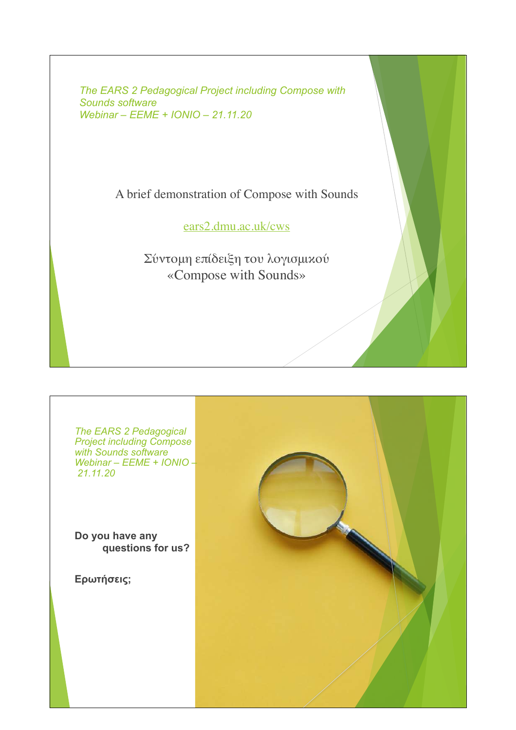*The EARS 2 Pedagogical Project including Compose with Sounds software*
*Webinar – EEME + IONIO – 21.11.20*

A brief demonstration of Compose with Sounds

ears2.dmu.ac.uk/cws

Σύντομη επίδειξη του λογισμικού
«Compose with Sounds»

---

*The EARS 2 Pedagogical Project including Compose with Sounds software*
*Webinar – EEME + IONIO – 21.11.20*

**Do you have any questions for us?**

**Ερωτήσεις;**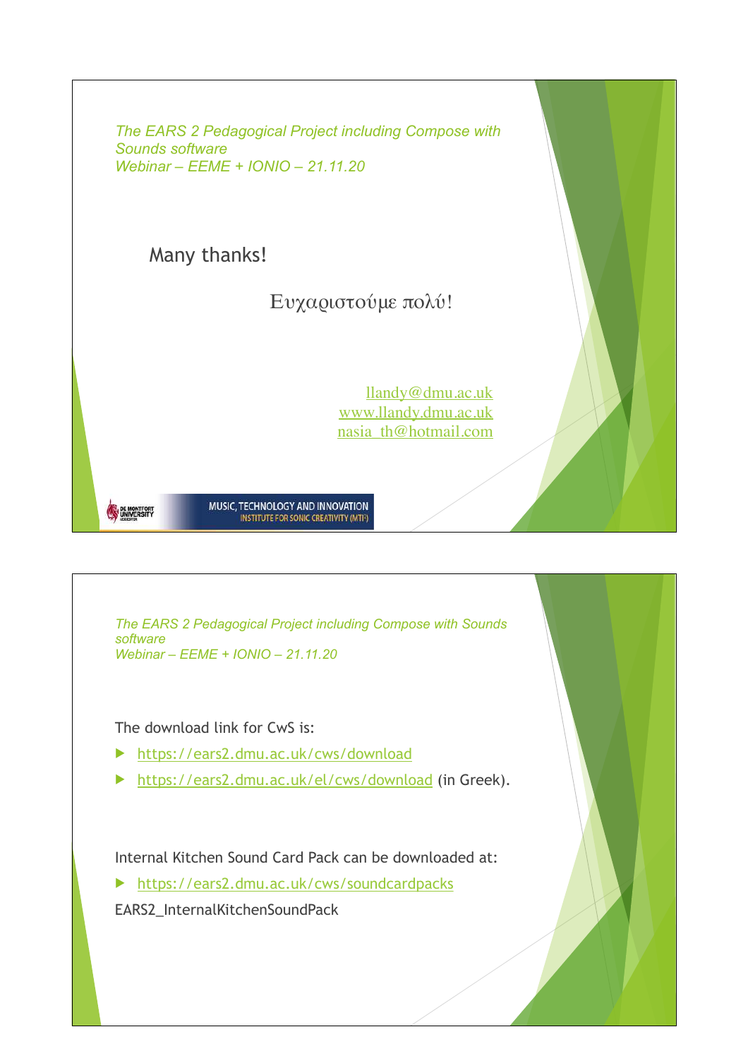*The EARS 2 Pedagogical Project including Compose with Sounds software*
*Webinar – EEME + IONIO – 21.11.20*

Many thanks!

Ευχαριστούμε πολύ!

llandy@dmu.ac.uk
www.llandy.dmu.ac.uk
nasia_th@hotmail.com

DE MONTFORT UNIVERSITY LEICESTER

MUSIC, TECHNOLOGY AND INNOVATION
INSTITUTE FOR SONIC CREATIVITY (MTI²)

*The EARS 2 Pedagogical Project including Compose with Sounds software*
*Webinar – EEME + IONIO – 21.11.20*

The download link for CwS is:

- https://ears2.dmu.ac.uk/cws/download
- https://ears2.dmu.ac.uk/el/cws/download (in Greek).

Internal Kitchen Sound Card Pack can be downloaded at:

- https://ears2.dmu.ac.uk/cws/soundcardpacks

EARS2_InternalKitchenSoundPack